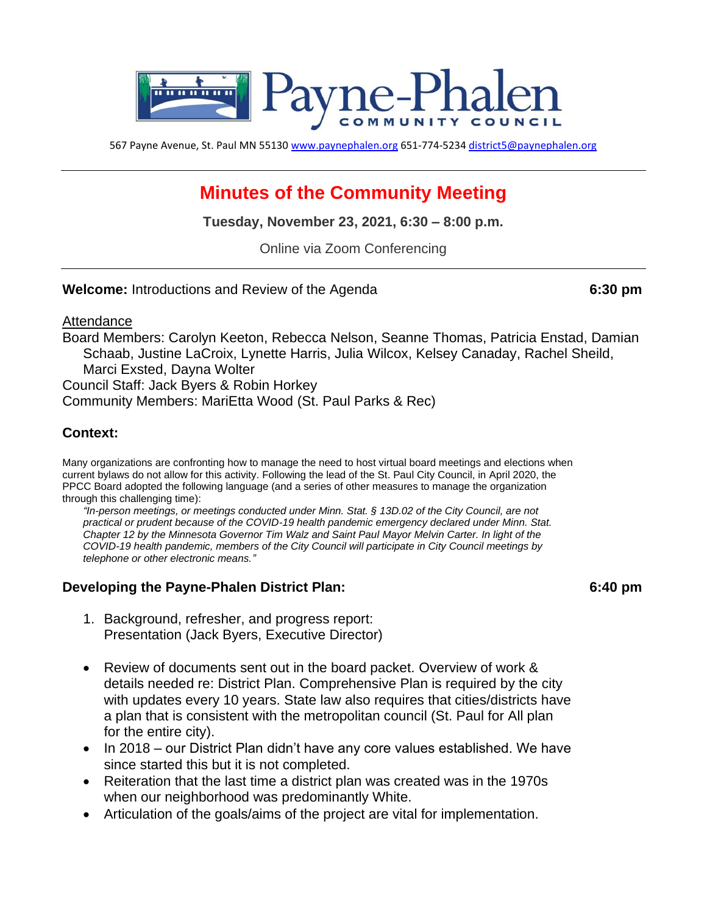# Payne-Phalen COMMUNITY COUNCIL

567 Payne Avenue, St. Paul MN 55130 www.paynephalen.org 651-774-5234 district5@paynephalen.org

---

## Minutes of the Community Meeting

**Tuesday, November 23, 2021, 6:30 – 8:00 p.m.**

Online via Zoom Conferencing

---

**Welcome:** Introductions and Review of the Agenda **6:30 pm**

Attendance

Board Members: Carolyn Keeton, Rebecca Nelson, Seanne Thomas, Patricia Enstad, Damian Schaab, Justine LaCroix, Lynette Harris, Julia Wilcox, Kelsey Canaday, Rachel Sheild, Marci Exsted, Dayna Wolter

Council Staff: Jack Byers & Robin Horkey

Community Members: MariEtta Wood (St. Paul Parks & Rec)

### Context:

Many organizations are confronting how to manage the need to host virtual board meetings and elections when current bylaws do not allow for this activity. Following the lead of the St. Paul City Council, in April 2020, the PPCC Board adopted the following language (and a series of other measures to manage the organization through this challenging time):

> *"In-person meetings, or meetings conducted under Minn. Stat. § 13D.02 of the City Council, are not practical or prudent because of the COVID-19 health pandemic emergency declared under Minn. Stat. Chapter 12 by the Minnesota Governor Tim Walz and Saint Paul Mayor Melvin Carter. In light of the COVID-19 health pandemic, members of the City Council will participate in City Council meetings by telephone or other electronic means."*

### Developing the Payne-Phalen District Plan: **6:40 pm**

1. Background, refresher, and progress report:
   Presentation (Jack Byers, Executive Director)

- Review of documents sent out in the board packet. Overview of work & details needed re: District Plan. Comprehensive Plan is required by the city with updates every 10 years. State law also requires that cities/districts have a plan that is consistent with the metropolitan council (St. Paul for All plan for the entire city).
- In 2018 – our District Plan didn't have any core values established. We have since started this but it is not completed.
- Reiteration that the last time a district plan was created was in the 1970s when our neighborhood was predominantly White.
- Articulation of the goals/aims of the project are vital for implementation.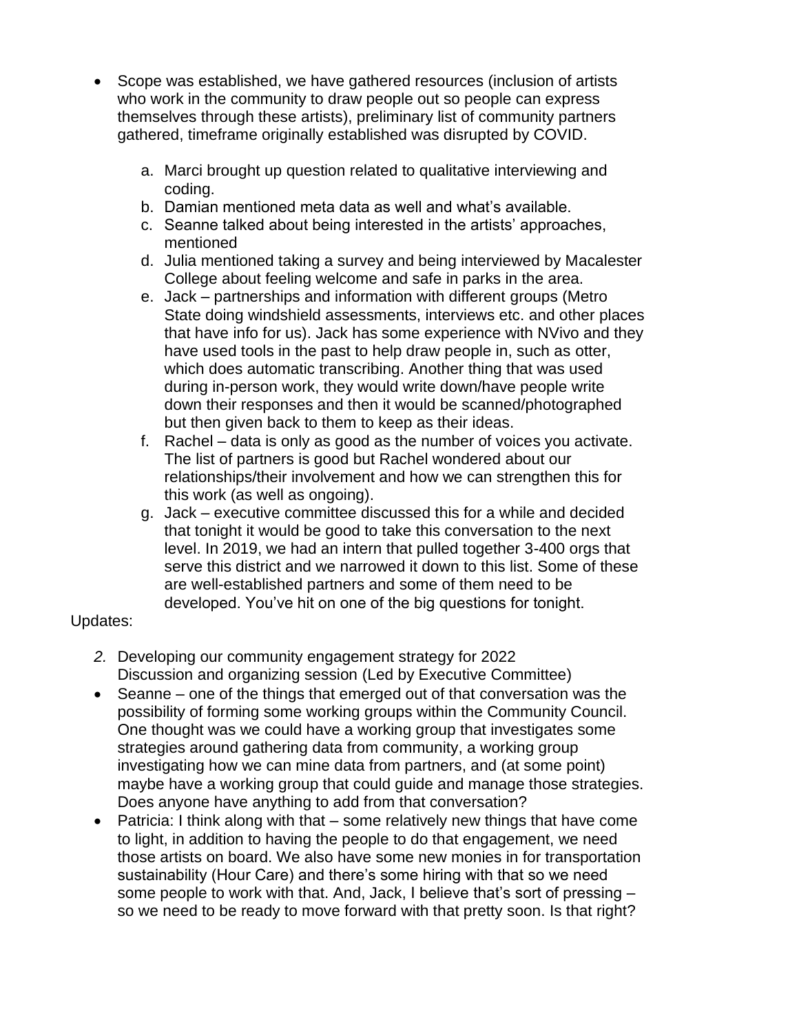- Scope was established, we have gathered resources (inclusion of artists who work in the community to draw people out so people can express themselves through these artists), preliminary list of community partners gathered, timeframe originally established was disrupted by COVID.

  a. Marci brought up question related to qualitative interviewing and coding.
  b. Damian mentioned meta data as well and what's available.
  c. Seanne talked about being interested in the artists' approaches, mentioned
  d. Julia mentioned taking a survey and being interviewed by Macalester College about feeling welcome and safe in parks in the area.
  e. Jack – partnerships and information with different groups (Metro State doing windshield assessments, interviews etc. and other places that have info for us). Jack has some experience with NVivo and they have used tools in the past to help draw people in, such as otter, which does automatic transcribing. Another thing that was used during in-person work, they would write down/have people write down their responses and then it would be scanned/photographed but then given back to them to keep as their ideas.
  f. Rachel – data is only as good as the number of voices you activate. The list of partners is good but Rachel wondered about our relationships/their involvement and how we can strengthen this for this work (as well as ongoing).
  g. Jack – executive committee discussed this for a while and decided that tonight it would be good to take this conversation to the next level. In 2019, we had an intern that pulled together 3-400 orgs that serve this district and we narrowed it down to this list. Some of these are well-established partners and some of them need to be developed. You've hit on one of the big questions for tonight.

Updates:

*2.* Developing our community engagement strategy for 2022
Discussion and organizing session (Led by Executive Committee)

- Seanne – one of the things that emerged out of that conversation was the possibility of forming some working groups within the Community Council. One thought was we could have a working group that investigates some strategies around gathering data from community, a working group investigating how we can mine data from partners, and (at some point) maybe have a working group that could guide and manage those strategies. Does anyone have anything to add from that conversation?
- Patricia: I think along with that – some relatively new things that have come to light, in addition to having the people to do that engagement, we need those artists on board. We also have some new monies in for transportation sustainability (Hour Care) and there's some hiring with that so we need some people to work with that. And, Jack, I believe that's sort of pressing – so we need to be ready to move forward with that pretty soon. Is that right?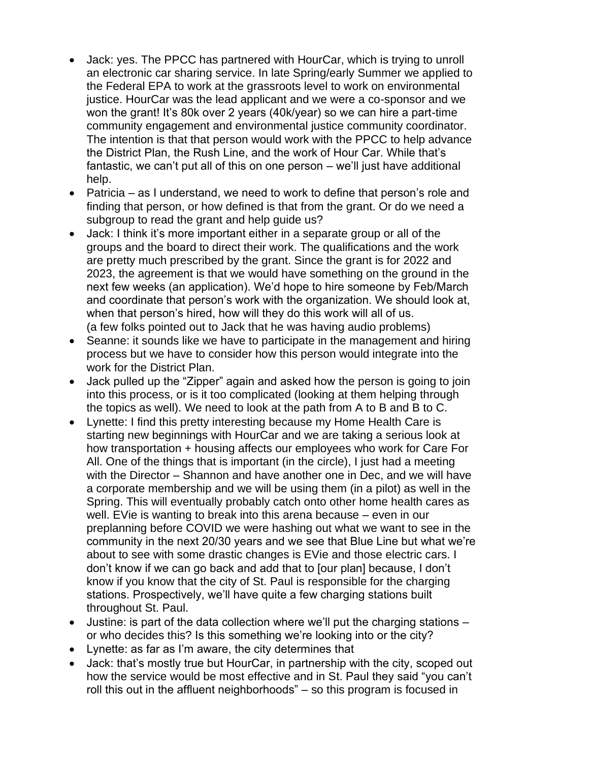- Jack: yes. The PPCC has partnered with HourCar, which is trying to unroll an electronic car sharing service. In late Spring/early Summer we applied to the Federal EPA to work at the grassroots level to work on environmental justice. HourCar was the lead applicant and we were a co-sponsor and we won the grant! It's 80k over 2 years (40k/year) so we can hire a part-time community engagement and environmental justice community coordinator. The intention is that that person would work with the PPCC to help advance the District Plan, the Rush Line, and the work of Hour Car. While that's fantastic, we can't put all of this on one person – we'll just have additional help.
- Patricia – as I understand, we need to work to define that person's role and finding that person, or how defined is that from the grant. Or do we need a subgroup to read the grant and help guide us?
- Jack: I think it's more important either in a separate group or all of the groups and the board to direct their work. The qualifications and the work are pretty much prescribed by the grant. Since the grant is for 2022 and 2023, the agreement is that we would have something on the ground in the next few weeks (an application). We'd hope to hire someone by Feb/March and coordinate that person's work with the organization. We should look at, when that person's hired, how will they do this work will all of us.
  (a few folks pointed out to Jack that he was having audio problems)
- Seanne: it sounds like we have to participate in the management and hiring process but we have to consider how this person would integrate into the work for the District Plan.
- Jack pulled up the "Zipper" again and asked how the person is going to join into this process, or is it too complicated (looking at them helping through the topics as well). We need to look at the path from A to B and B to C.
- Lynette: I find this pretty interesting because my Home Health Care is starting new beginnings with HourCar and we are taking a serious look at how transportation + housing affects our employees who work for Care For All. One of the things that is important (in the circle), I just had a meeting with the Director – Shannon and have another one in Dec, and we will have a corporate membership and we will be using them (in a pilot) as well in the Spring. This will eventually probably catch onto other home health cares as well. EVie is wanting to break into this arena because – even in our preplanning before COVID we were hashing out what we want to see in the community in the next 20/30 years and we see that Blue Line but what we're about to see with some drastic changes is EVie and those electric cars. I don't know if we can go back and add that to [our plan] because, I don't know if you know that the city of St. Paul is responsible for the charging stations. Prospectively, we'll have quite a few charging stations built throughout St. Paul.
- Justine: is part of the data collection where we'll put the charging stations – or who decides this? Is this something we're looking into or the city?
- Lynette: as far as I'm aware, the city determines that
- Jack: that's mostly true but HourCar, in partnership with the city, scoped out how the service would be most effective and in St. Paul they said "you can't roll this out in the affluent neighborhoods" – so this program is focused in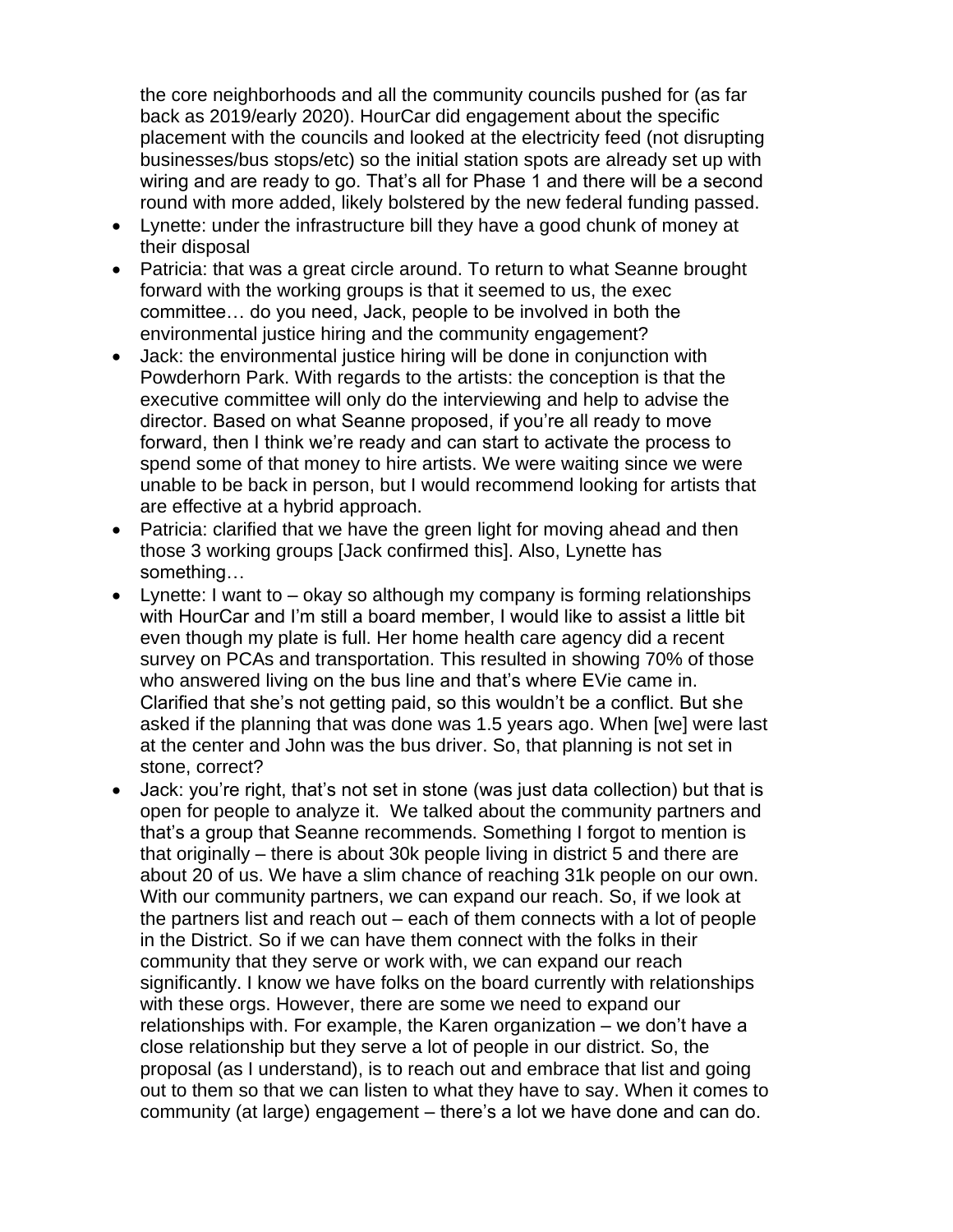the core neighborhoods and all the community councils pushed for (as far back as 2019/early 2020). HourCar did engagement about the specific placement with the councils and looked at the electricity feed (not disrupting businesses/bus stops/etc) so the initial station spots are already set up with wiring and are ready to go. That's all for Phase 1 and there will be a second round with more added, likely bolstered by the new federal funding passed.

- Lynette: under the infrastructure bill they have a good chunk of money at their disposal
- Patricia: that was a great circle around. To return to what Seanne brought forward with the working groups is that it seemed to us, the exec committee… do you need, Jack, people to be involved in both the environmental justice hiring and the community engagement?
- Jack: the environmental justice hiring will be done in conjunction with Powderhorn Park. With regards to the artists: the conception is that the executive committee will only do the interviewing and help to advise the director. Based on what Seanne proposed, if you're all ready to move forward, then I think we're ready and can start to activate the process to spend some of that money to hire artists. We were waiting since we were unable to be back in person, but I would recommend looking for artists that are effective at a hybrid approach.
- Patricia: clarified that we have the green light for moving ahead and then those 3 working groups [Jack confirmed this]. Also, Lynette has something…
- Lynette: I want to – okay so although my company is forming relationships with HourCar and I'm still a board member, I would like to assist a little bit even though my plate is full. Her home health care agency did a recent survey on PCAs and transportation. This resulted in showing 70% of those who answered living on the bus line and that's where EVie came in. Clarified that she's not getting paid, so this wouldn't be a conflict. But she asked if the planning that was done was 1.5 years ago. When [we] were last at the center and John was the bus driver. So, that planning is not set in stone, correct?
- Jack: you're right, that's not set in stone (was just data collection) but that is open for people to analyze it. We talked about the community partners and that's a group that Seanne recommends. Something I forgot to mention is that originally – there is about 30k people living in district 5 and there are about 20 of us. We have a slim chance of reaching 31k people on our own. With our community partners, we can expand our reach. So, if we look at the partners list and reach out – each of them connects with a lot of people in the District. So if we can have them connect with the folks in their community that they serve or work with, we can expand our reach significantly. I know we have folks on the board currently with relationships with these orgs. However, there are some we need to expand our relationships with. For example, the Karen organization – we don't have a close relationship but they serve a lot of people in our district. So, the proposal (as I understand), is to reach out and embrace that list and going out to them so that we can listen to what they have to say. When it comes to community (at large) engagement – there's a lot we have done and can do.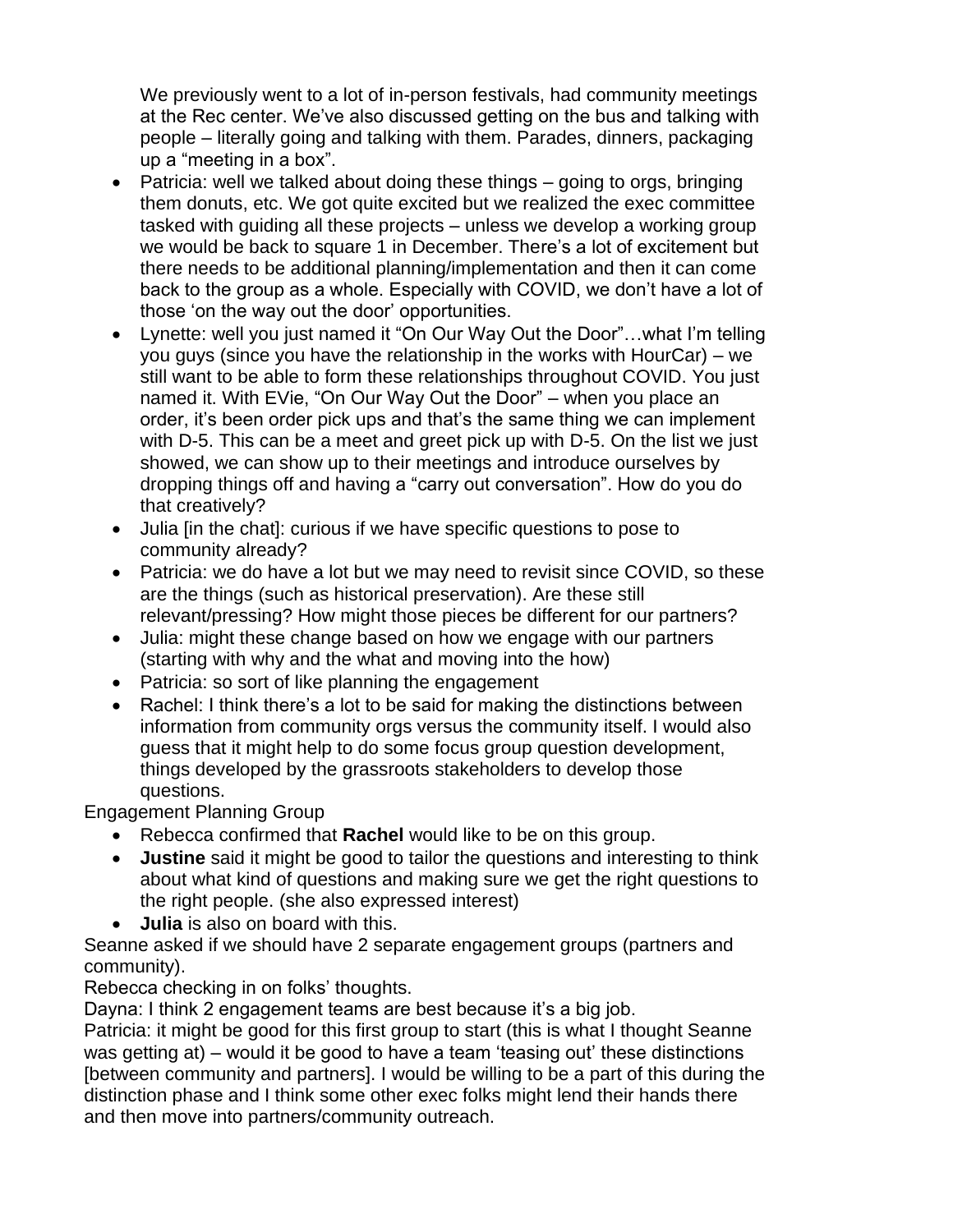We previously went to a lot of in-person festivals, had community meetings at the Rec center. We've also discussed getting on the bus and talking with people – literally going and talking with them. Parades, dinners, packaging up a "meeting in a box".

- Patricia: well we talked about doing these things – going to orgs, bringing them donuts, etc. We got quite excited but we realized the exec committee tasked with guiding all these projects – unless we develop a working group we would be back to square 1 in December. There's a lot of excitement but there needs to be additional planning/implementation and then it can come back to the group as a whole. Especially with COVID, we don't have a lot of those 'on the way out the door' opportunities.
- Lynette: well you just named it "On Our Way Out the Door"…what I'm telling you guys (since you have the relationship in the works with HourCar) – we still want to be able to form these relationships throughout COVID. You just named it. With EVie, "On Our Way Out the Door" – when you place an order, it's been order pick ups and that's the same thing we can implement with D-5. This can be a meet and greet pick up with D-5. On the list we just showed, we can show up to their meetings and introduce ourselves by dropping things off and having a "carry out conversation". How do you do that creatively?
- Julia [in the chat]: curious if we have specific questions to pose to community already?
- Patricia: we do have a lot but we may need to revisit since COVID, so these are the things (such as historical preservation). Are these still relevant/pressing? How might those pieces be different for our partners?
- Julia: might these change based on how we engage with our partners (starting with why and the what and moving into the how)
- Patricia: so sort of like planning the engagement
- Rachel: I think there's a lot to be said for making the distinctions between information from community orgs versus the community itself. I would also guess that it might help to do some focus group question development, things developed by the grassroots stakeholders to develop those questions.

Engagement Planning Group

- Rebecca confirmed that **Rachel** would like to be on this group.
- **Justine** said it might be good to tailor the questions and interesting to think about what kind of questions and making sure we get the right questions to the right people. (she also expressed interest)
- **Julia** is also on board with this.

Seanne asked if we should have 2 separate engagement groups (partners and community).

Rebecca checking in on folks' thoughts.

Dayna: I think 2 engagement teams are best because it's a big job.

Patricia: it might be good for this first group to start (this is what I thought Seanne was getting at) – would it be good to have a team 'teasing out' these distinctions [between community and partners]. I would be willing to be a part of this during the distinction phase and I think some other exec folks might lend their hands there and then move into partners/community outreach.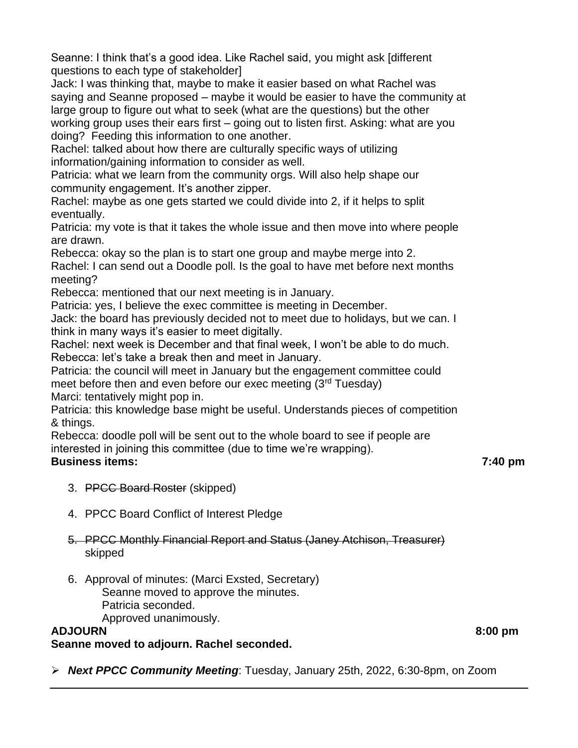Seanne: I think that's a good idea. Like Rachel said, you might ask [different questions to each type of stakeholder]

Jack: I was thinking that, maybe to make it easier based on what Rachel was saying and Seanne proposed – maybe it would be easier to have the community at large group to figure out what to seek (what are the questions) but the other working group uses their ears first – going out to listen first. Asking: what are you doing? Feeding this information to one another.

Rachel: talked about how there are culturally specific ways of utilizing information/gaining information to consider as well.

Patricia: what we learn from the community orgs. Will also help shape our community engagement. It's another zipper.

Rachel: maybe as one gets started we could divide into 2, if it helps to split eventually.

Patricia: my vote is that it takes the whole issue and then move into where people are drawn.

Rebecca: okay so the plan is to start one group and maybe merge into 2.

Rachel: I can send out a Doodle poll. Is the goal to have met before next months meeting?

Rebecca: mentioned that our next meeting is in January.

Patricia: yes, I believe the exec committee is meeting in December.

Jack: the board has previously decided not to meet due to holidays, but we can. I think in many ways it's easier to meet digitally.

Rachel: next week is December and that final week, I won't be able to do much.

Rebecca: let's take a break then and meet in January.

Patricia: the council will meet in January but the engagement committee could meet before then and even before our exec meeting (3rd Tuesday)

Marci: tentatively might pop in.

Patricia: this knowledge base might be useful. Understands pieces of competition & things.

Rebecca: doodle poll will be sent out to the whole board to see if people are interested in joining this committee (due to time we're wrapping).

**Business items:** **7:40 pm**

3. ~~PPCC Board Roster~~ (skipped)

4. PPCC Board Conflict of Interest Pledge

5. ~~PPCC Monthly Financial Report and Status (Janey Atchison, Treasurer)~~ skipped

6. Approval of minutes: (Marci Exsted, Secretary)
   Seanne moved to approve the minutes.
   Patricia seconded.
   Approved unanimously.

**ADJOURN** **8:00 pm**

**Seanne moved to adjourn. Rachel seconded.**

- ***Next PPCC Community Meeting***: Tuesday, January 25th, 2022, 6:30-8pm, on Zoom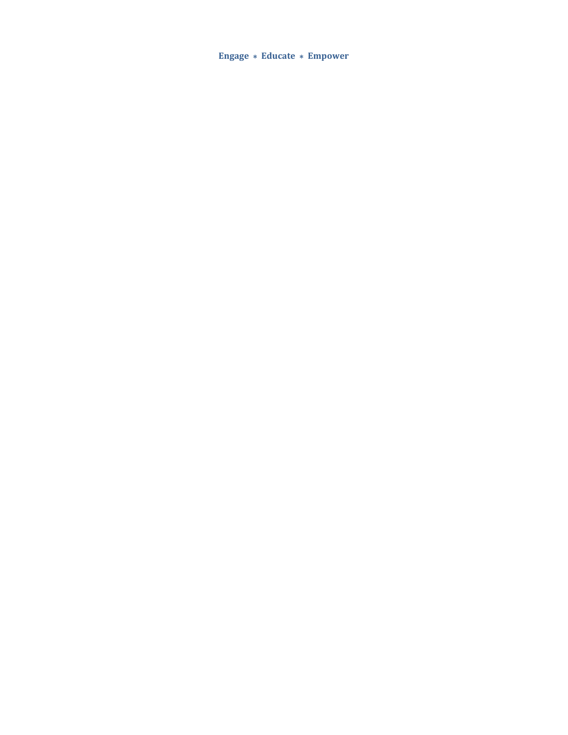**Engage * Educate * Empower**